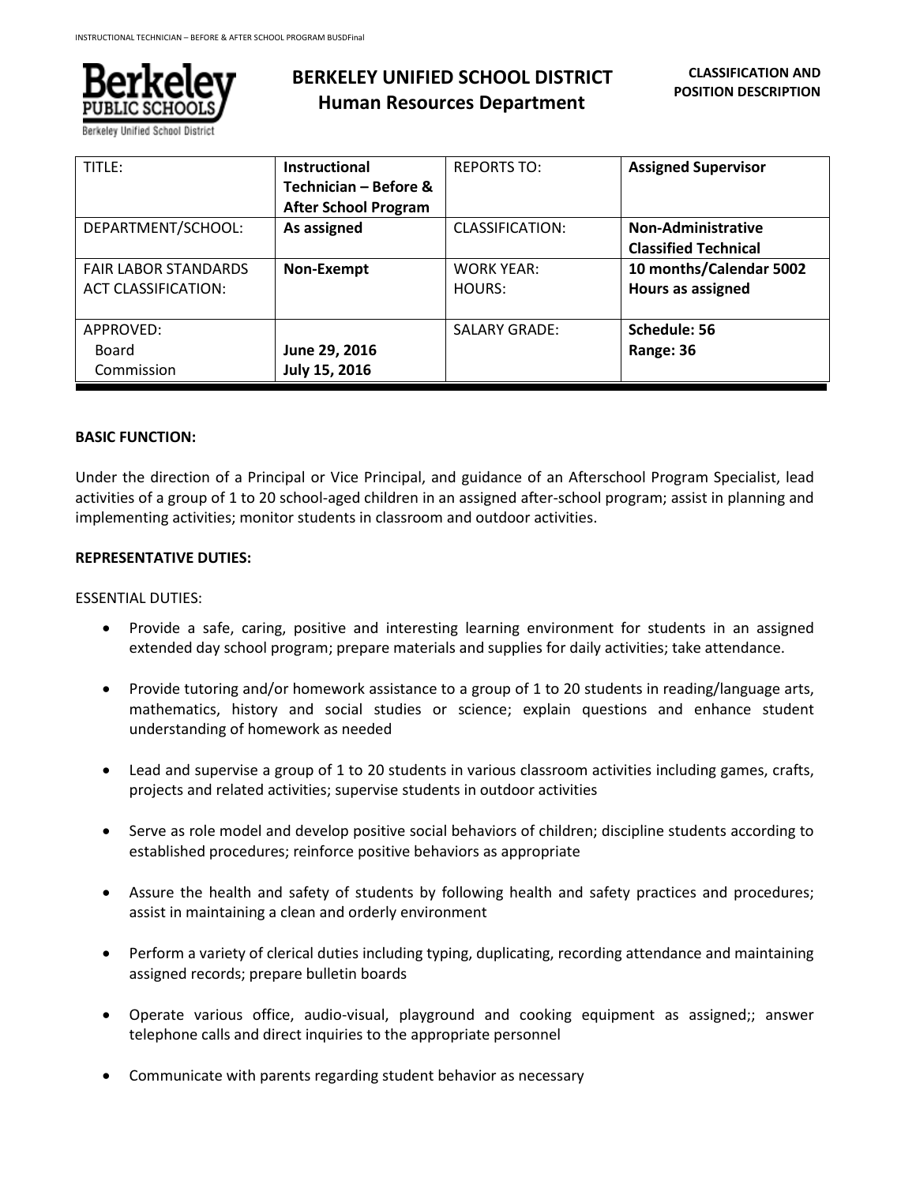# BERKELEY UNIFIED SCHOOL DISTRICT
## Human Resources Department

**CLASSIFICATION AND POSITION DESCRIPTION**

| TITLE: | **Instructional Technician – Before & After School Program** | REPORTS TO: | **Assigned Supervisor** |
|---|---|---|---|
| DEPARTMENT/SCHOOL: | **As assigned** | CLASSIFICATION: | **Non-Administrative Classified Technical** |
| FAIR LABOR STANDARDS ACT CLASSIFICATION: | **Non-Exempt** | WORK YEAR: HOURS: | **10 months/Calendar 5002 Hours as assigned** |
| APPROVED: Board Commission | **June 29, 2016 July 15, 2016** | SALARY GRADE: | **Schedule: 56 Range: 36** |

**BASIC FUNCTION:**

Under the direction of a Principal or Vice Principal, and guidance of an Afterschool Program Specialist, lead activities of a group of 1 to 20 school-aged children in an assigned after-school program; assist in planning and implementing activities; monitor students in classroom and outdoor activities.

**REPRESENTATIVE DUTIES:**

ESSENTIAL DUTIES:

- Provide a safe, caring, positive and interesting learning environment for students in an assigned extended day school program; prepare materials and supplies for daily activities; take attendance.

- Provide tutoring and/or homework assistance to a group of 1 to 20 students in reading/language arts, mathematics, history and social studies or science; explain questions and enhance student understanding of homework as needed

- Lead and supervise a group of 1 to 20 students in various classroom activities including games, crafts, projects and related activities; supervise students in outdoor activities

- Serve as role model and develop positive social behaviors of children; discipline students according to established procedures; reinforce positive behaviors as appropriate

- Assure the health and safety of students by following health and safety practices and procedures; assist in maintaining a clean and orderly environment

- Perform a variety of clerical duties including typing, duplicating, recording attendance and maintaining assigned records; prepare bulletin boards

- Operate various office, audio-visual, playground and cooking equipment as assigned;; answer telephone calls and direct inquiries to the appropriate personnel

- Communicate with parents regarding student behavior as necessary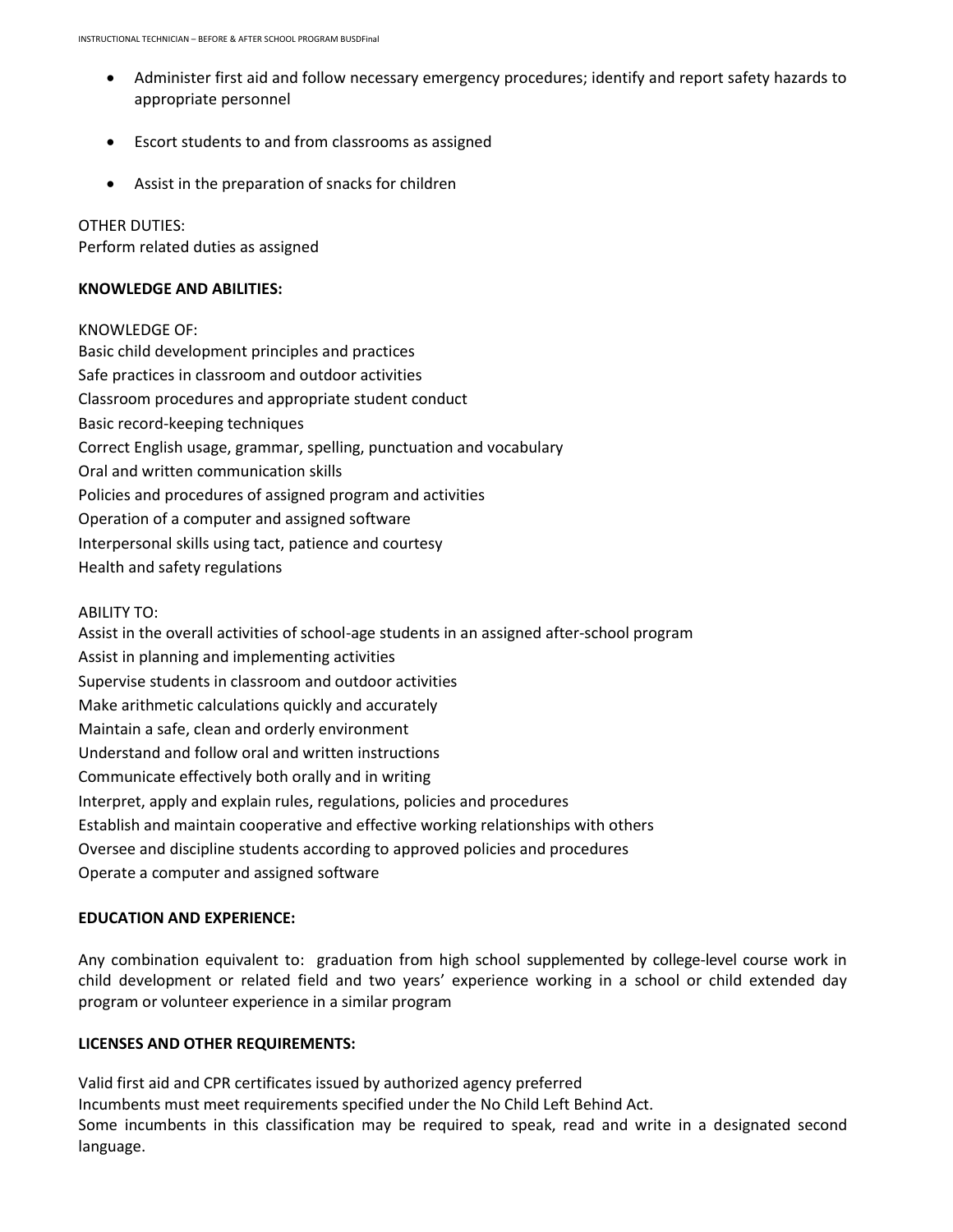- Administer first aid and follow necessary emergency procedures; identify and report safety hazards to appropriate personnel
- Escort students to and from classrooms as assigned
- Assist in the preparation of snacks for children

OTHER DUTIES:
Perform related duties as assigned

**KNOWLEDGE AND ABILITIES:**

KNOWLEDGE OF:
Basic child development principles and practices
Safe practices in classroom and outdoor activities
Classroom procedures and appropriate student conduct
Basic record-keeping techniques
Correct English usage, grammar, spelling, punctuation and vocabulary
Oral and written communication skills
Policies and procedures of assigned program and activities
Operation of a computer and assigned software
Interpersonal skills using tact, patience and courtesy
Health and safety regulations

ABILITY TO:
Assist in the overall activities of school-age students in an assigned after-school program
Assist in planning and implementing activities
Supervise students in classroom and outdoor activities
Make arithmetic calculations quickly and accurately
Maintain a safe, clean and orderly environment
Understand and follow oral and written instructions
Communicate effectively both orally and in writing
Interpret, apply and explain rules, regulations, policies and procedures
Establish and maintain cooperative and effective working relationships with others
Oversee and discipline students according to approved policies and procedures
Operate a computer and assigned software

**EDUCATION AND EXPERIENCE:**

Any combination equivalent to: graduation from high school supplemented by college-level course work in child development or related field and two years' experience working in a school or child extended day program or volunteer experience in a similar program

**LICENSES AND OTHER REQUIREMENTS:**

Valid first aid and CPR certificates issued by authorized agency preferred
Incumbents must meet requirements specified under the No Child Left Behind Act.
Some incumbents in this classification may be required to speak, read and write in a designated second language.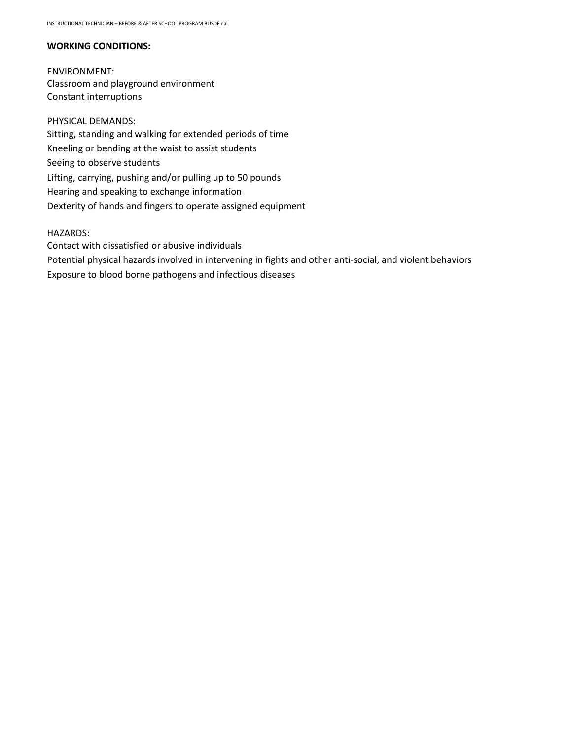**WORKING CONDITIONS:**

ENVIRONMENT:
Classroom and playground environment
Constant interruptions

PHYSICAL DEMANDS:
Sitting, standing and walking for extended periods of time
Kneeling or bending at the waist to assist students
Seeing to observe students
Lifting, carrying, pushing and/or pulling up to 50 pounds
Hearing and speaking to exchange information
Dexterity of hands and fingers to operate assigned equipment

HAZARDS:
Contact with dissatisfied or abusive individuals
Potential physical hazards involved in intervening in fights and other anti-social, and violent behaviors
Exposure to blood borne pathogens and infectious diseases